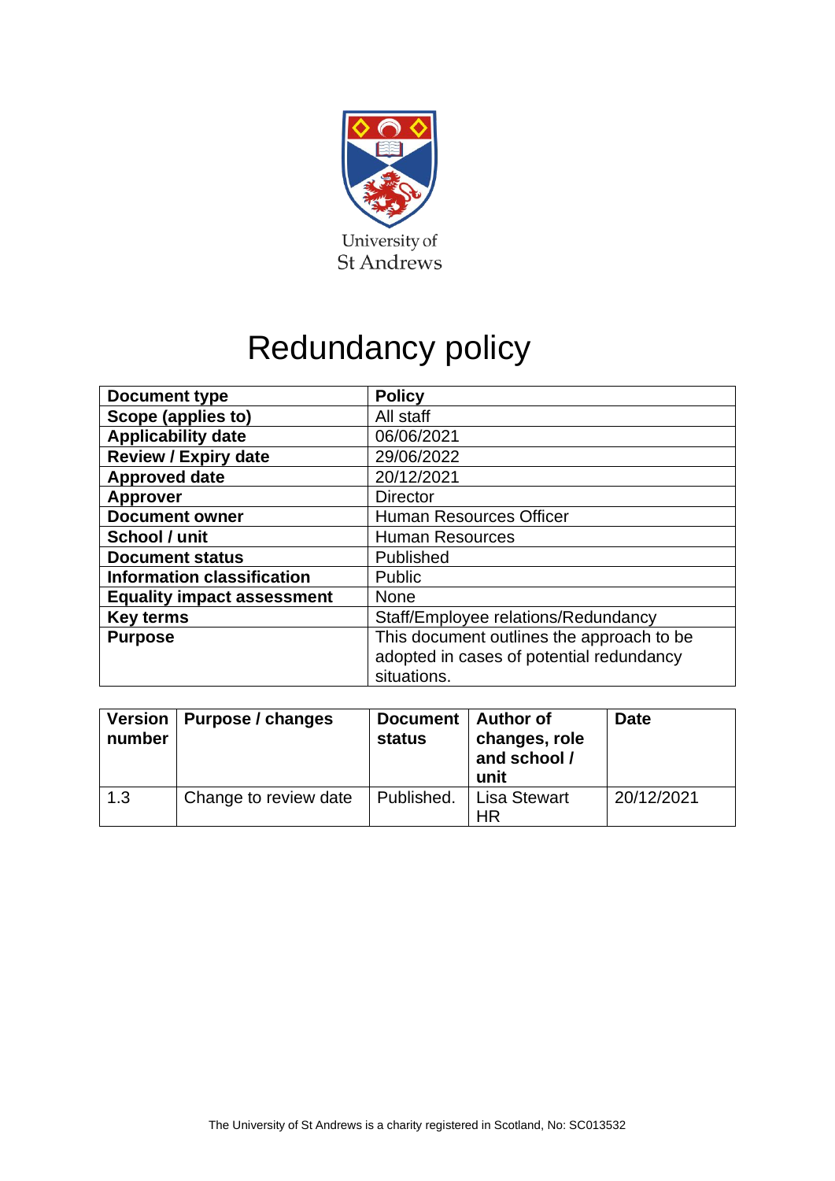University of
St Andrews

# Redundancy policy

| Document type | Policy |
|---|---|
| Scope (applies to) | All staff |
| Applicability date | 06/06/2021 |
| Review / Expiry date | 29/06/2022 |
| Approved date | 20/12/2021 |
| Approver | Director |
| Document owner | Human Resources Officer |
| School / unit | Human Resources |
| Document status | Published |
| Information classification | Public |
| Equality impact assessment | None |
| Key terms | Staff/Employee relations/Redundancy |
| Purpose | This document outlines the approach to be adopted in cases of potential redundancy situations. |

| Version number | Purpose / changes | Document status | Author of changes, role and school / unit | Date |
|---|---|---|---|---|
| 1.3 | Change to review date | Published. | Lisa Stewart HR | 20/12/2021 |

The University of St Andrews is a charity registered in Scotland, No: SC013532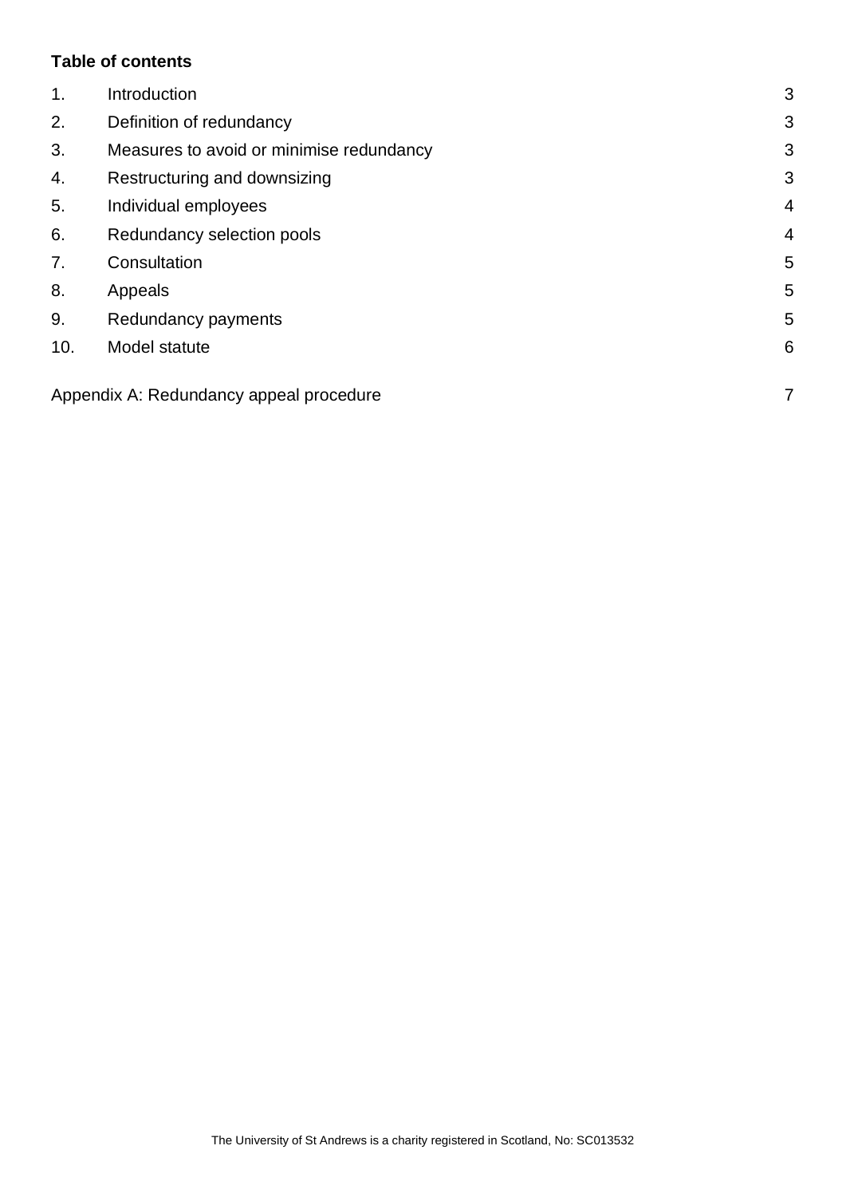**Table of contents**

| | | |
|---|---|---|
| 1. | Introduction | 3 |
| 2. | Definition of redundancy | 3 |
| 3. | Measures to avoid or minimise redundancy | 3 |
| 4. | Restructuring and downsizing | 3 |
| 5. | Individual employees | 4 |
| 6. | Redundancy selection pools | 4 |
| 7. | Consultation | 5 |
| 8. | Appeals | 5 |
| 9. | Redundancy payments | 5 |
| 10. | Model statute | 6 |
| | Appendix A: Redundancy appeal procedure | 7 |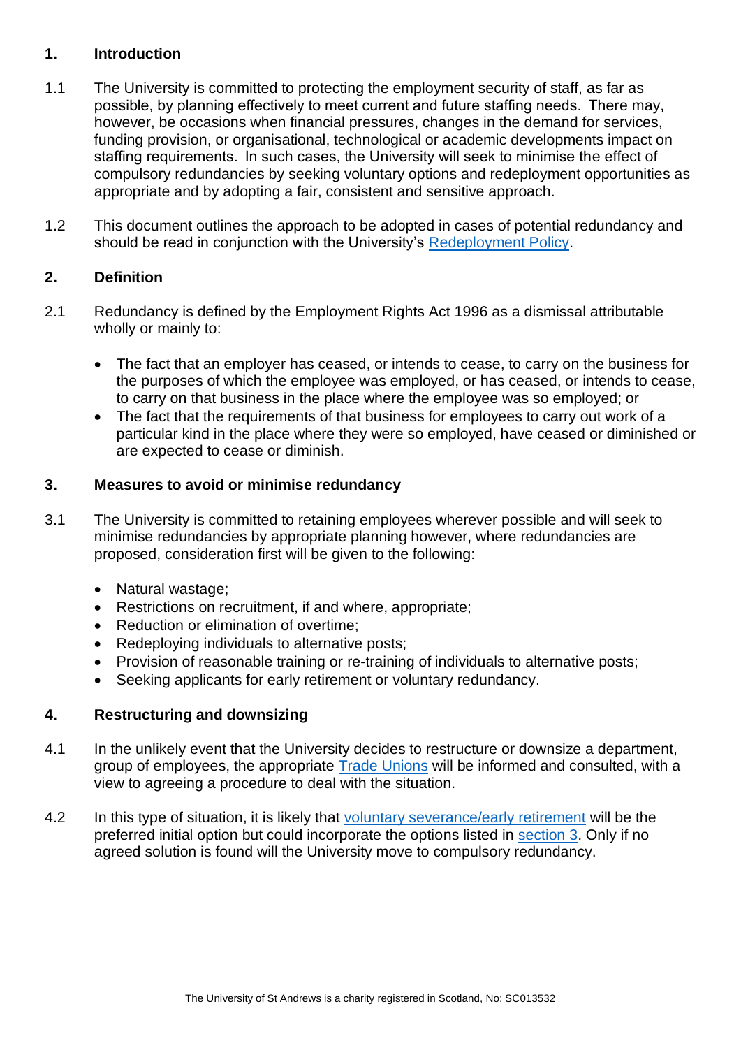## 1. Introduction

1.1 The University is committed to protecting the employment security of staff, as far as possible, by planning effectively to meet current and future staffing needs. There may, however, be occasions when financial pressures, changes in the demand for services, funding provision, or organisational, technological or academic developments impact on staffing requirements. In such cases, the University will seek to minimise the effect of compulsory redundancies by seeking voluntary options and redeployment opportunities as appropriate and by adopting a fair, consistent and sensitive approach.

1.2 This document outlines the approach to be adopted in cases of potential redundancy and should be read in conjunction with the University's [Redeployment Policy](#).

## 2. Definition

2.1 Redundancy is defined by the Employment Rights Act 1996 as a dismissal attributable wholly or mainly to:

- The fact that an employer has ceased, or intends to cease, to carry on the business for the purposes of which the employee was employed, or has ceased, or intends to cease, to carry on that business in the place where the employee was so employed; or
- The fact that the requirements of that business for employees to carry out work of a particular kind in the place where they were so employed, have ceased or diminished or are expected to cease or diminish.

## 3. Measures to avoid or minimise redundancy

3.1 The University is committed to retaining employees wherever possible and will seek to minimise redundancies by appropriate planning however, where redundancies are proposed, consideration first will be given to the following:

- Natural wastage;
- Restrictions on recruitment, if and where, appropriate;
- Reduction or elimination of overtime;
- Redeploying individuals to alternative posts;
- Provision of reasonable training or re-training of individuals to alternative posts;
- Seeking applicants for early retirement or voluntary redundancy.

## 4. Restructuring and downsizing

4.1 In the unlikely event that the University decides to restructure or downsize a department, group of employees, the appropriate [Trade Unions](#) will be informed and consulted, with a view to agreeing a procedure to deal with the situation.

4.2 In this type of situation, it is likely that [voluntary severance/early retirement](#) will be the preferred initial option but could incorporate the options listed in [section 3](#). Only if no agreed solution is found will the University move to compulsory redundancy.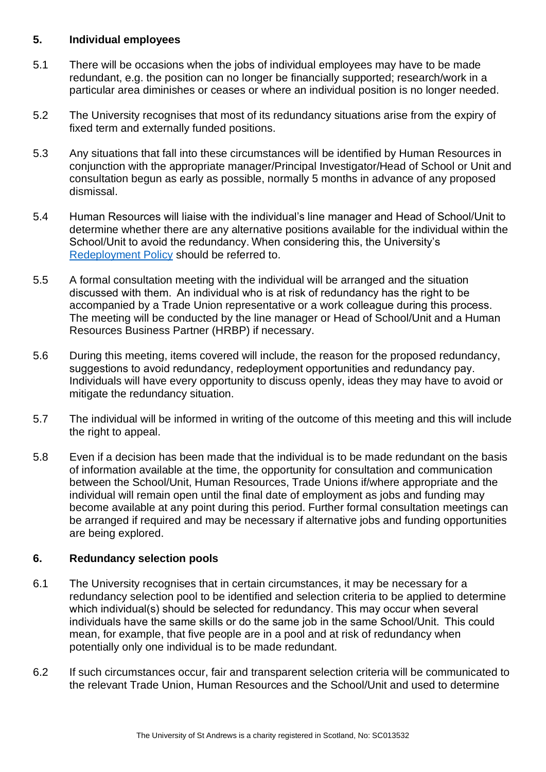## 5. Individual employees

5.1 There will be occasions when the jobs of individual employees may have to be made redundant, e.g. the position can no longer be financially supported; research/work in a particular area diminishes or ceases or where an individual position is no longer needed.

5.2 The University recognises that most of its redundancy situations arise from the expiry of fixed term and externally funded positions.

5.3 Any situations that fall into these circumstances will be identified by Human Resources in conjunction with the appropriate manager/Principal Investigator/Head of School or Unit and consultation begun as early as possible, normally 5 months in advance of any proposed dismissal.

5.4 Human Resources will liaise with the individual's line manager and Head of School/Unit to determine whether there are any alternative positions available for the individual within the School/Unit to avoid the redundancy. When considering this, the University's [Redeployment Policy](#) should be referred to.

5.5 A formal consultation meeting with the individual will be arranged and the situation discussed with them. An individual who is at risk of redundancy has the right to be accompanied by a Trade Union representative or a work colleague during this process. The meeting will be conducted by the line manager or Head of School/Unit and a Human Resources Business Partner (HRBP) if necessary.

5.6 During this meeting, items covered will include, the reason for the proposed redundancy, suggestions to avoid redundancy, redeployment opportunities and redundancy pay. Individuals will have every opportunity to discuss openly, ideas they may have to avoid or mitigate the redundancy situation.

5.7 The individual will be informed in writing of the outcome of this meeting and this will include the right to appeal.

5.8 Even if a decision has been made that the individual is to be made redundant on the basis of information available at the time, the opportunity for consultation and communication between the School/Unit, Human Resources, Trade Unions if/where appropriate and the individual will remain open until the final date of employment as jobs and funding may become available at any point during this period. Further formal consultation meetings can be arranged if required and may be necessary if alternative jobs and funding opportunities are being explored.

## 6. Redundancy selection pools

6.1 The University recognises that in certain circumstances, it may be necessary for a redundancy selection pool to be identified and selection criteria to be applied to determine which individual(s) should be selected for redundancy. This may occur when several individuals have the same skills or do the same job in the same School/Unit. This could mean, for example, that five people are in a pool and at risk of redundancy when potentially only one individual is to be made redundant.

6.2 If such circumstances occur, fair and transparent selection criteria will be communicated to the relevant Trade Union, Human Resources and the School/Unit and used to determine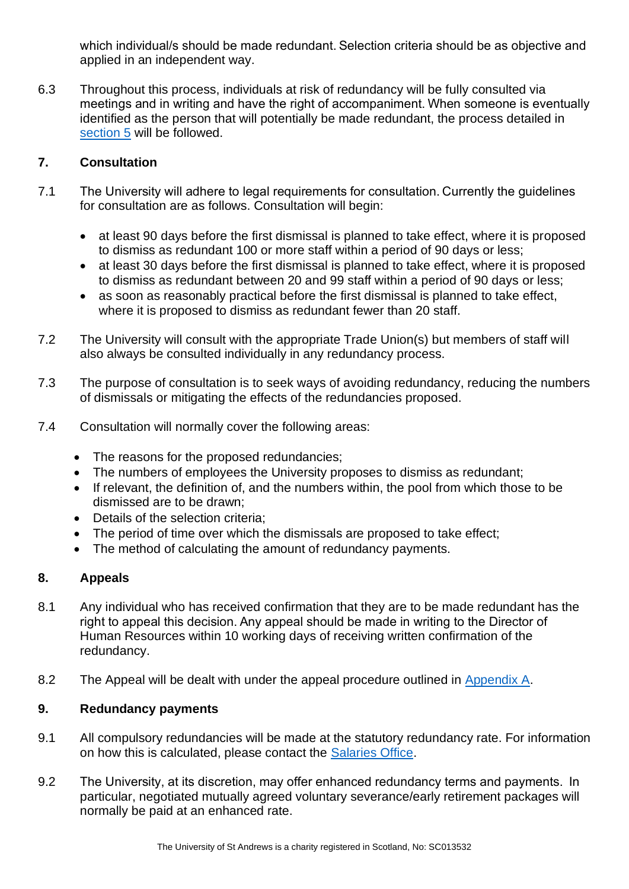which individual/s should be made redundant. Selection criteria should be as objective and applied in an independent way.

6.3 Throughout this process, individuals at risk of redundancy will be fully consulted via meetings and in writing and have the right of accompaniment. When someone is eventually identified as the person that will potentially be made redundant, the process detailed in [section 5](#) will be followed.

## 7. Consultation

7.1 The University will adhere to legal requirements for consultation. Currently the guidelines for consultation are as follows. Consultation will begin:

- at least 90 days before the first dismissal is planned to take effect, where it is proposed to dismiss as redundant 100 or more staff within a period of 90 days or less;
- at least 30 days before the first dismissal is planned to take effect, where it is proposed to dismiss as redundant between 20 and 99 staff within a period of 90 days or less;
- as soon as reasonably practical before the first dismissal is planned to take effect, where it is proposed to dismiss as redundant fewer than 20 staff.

7.2 The University will consult with the appropriate Trade Union(s) but members of staff will also always be consulted individually in any redundancy process.

7.3 The purpose of consultation is to seek ways of avoiding redundancy, reducing the numbers of dismissals or mitigating the effects of the redundancies proposed.

7.4 Consultation will normally cover the following areas:

- The reasons for the proposed redundancies;
- The numbers of employees the University proposes to dismiss as redundant;
- If relevant, the definition of, and the numbers within, the pool from which those to be dismissed are to be drawn;
- Details of the selection criteria;
- The period of time over which the dismissals are proposed to take effect;
- The method of calculating the amount of redundancy payments.

## 8. Appeals

8.1 Any individual who has received confirmation that they are to be made redundant has the right to appeal this decision. Any appeal should be made in writing to the Director of Human Resources within 10 working days of receiving written confirmation of the redundancy.

8.2 The Appeal will be dealt with under the appeal procedure outlined in [Appendix A](#).

## 9. Redundancy payments

9.1 All compulsory redundancies will be made at the statutory redundancy rate. For information on how this is calculated, please contact the [Salaries Office](#).

9.2 The University, at its discretion, may offer enhanced redundancy terms and payments. In particular, negotiated mutually agreed voluntary severance/early retirement packages will normally be paid at an enhanced rate.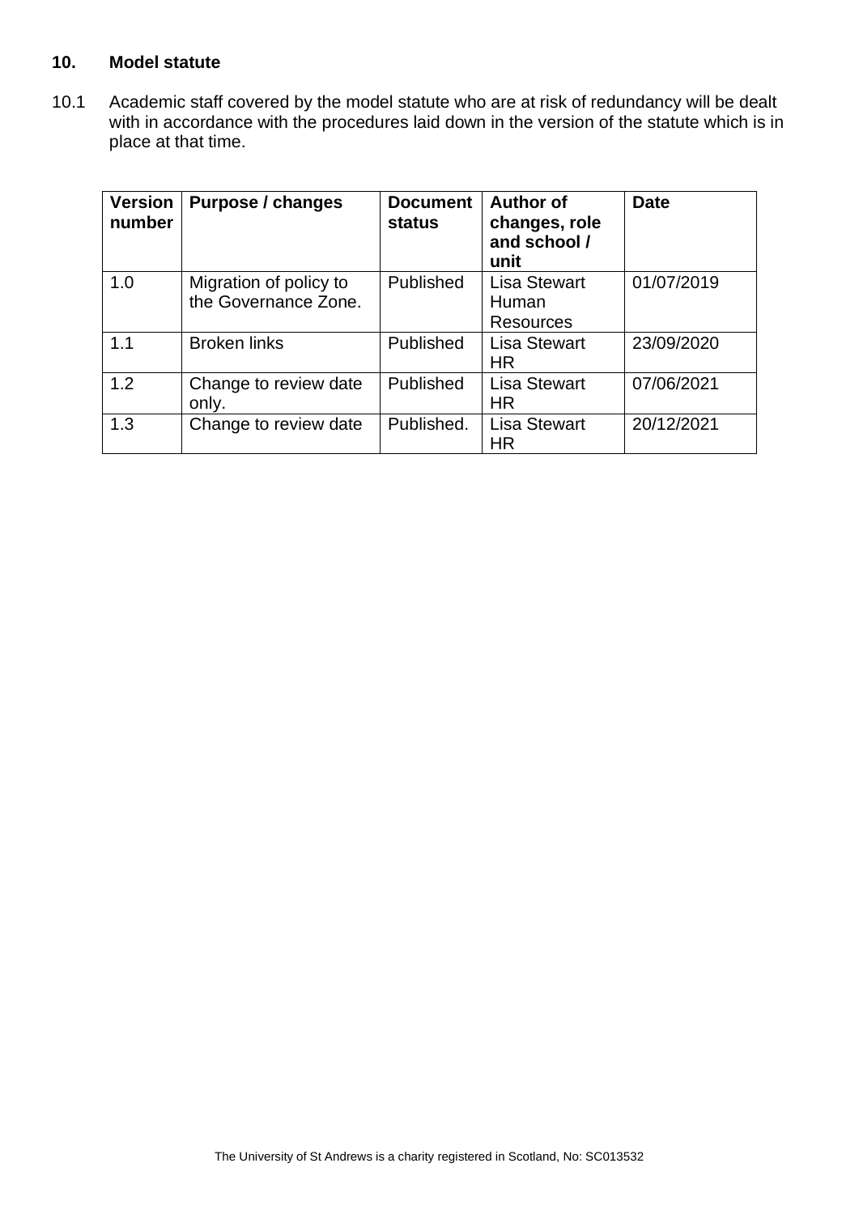## 10. Model statute

10.1 Academic staff covered by the model statute who are at risk of redundancy will be dealt with in accordance with the procedures laid down in the version of the statute which is in place at that time.

| Version number | Purpose / changes | Document status | Author of changes, role and school / unit | Date |
|---|---|---|---|---|
| 1.0 | Migration of policy to the Governance Zone. | Published | Lisa Stewart Human Resources | 01/07/2019 |
| 1.1 | Broken links | Published | Lisa Stewart HR | 23/09/2020 |
| 1.2 | Change to review date only. | Published | Lisa Stewart HR | 07/06/2021 |
| 1.3 | Change to review date | Published. | Lisa Stewart HR | 20/12/2021 |

The University of St Andrews is a charity registered in Scotland, No: SC013532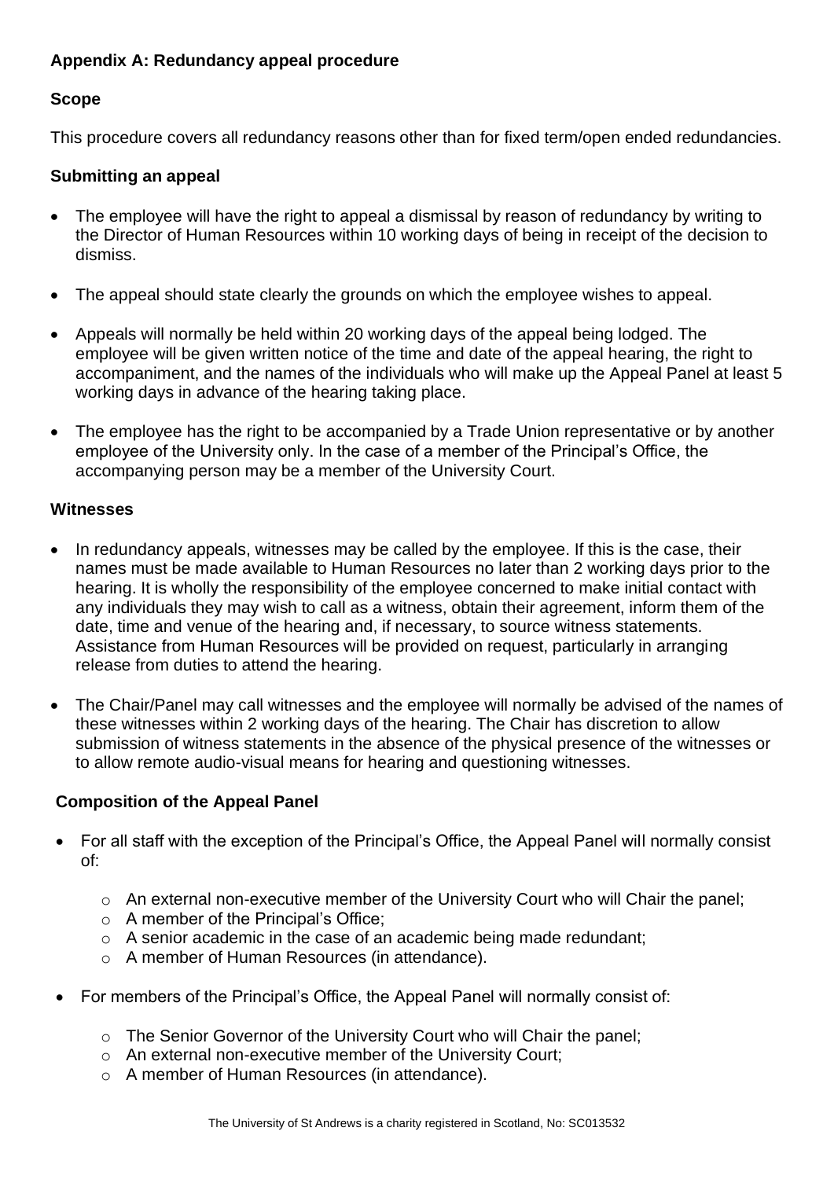## Appendix A: Redundancy appeal procedure

### Scope

This procedure covers all redundancy reasons other than for fixed term/open ended redundancies.

### Submitting an appeal

- The employee will have the right to appeal a dismissal by reason of redundancy by writing to the Director of Human Resources within 10 working days of being in receipt of the decision to dismiss.
- The appeal should state clearly the grounds on which the employee wishes to appeal.
- Appeals will normally be held within 20 working days of the appeal being lodged. The employee will be given written notice of the time and date of the appeal hearing, the right to accompaniment, and the names of the individuals who will make up the Appeal Panel at least 5 working days in advance of the hearing taking place.
- The employee has the right to be accompanied by a Trade Union representative or by another employee of the University only. In the case of a member of the Principal's Office, the accompanying person may be a member of the University Court.

### Witnesses

- In redundancy appeals, witnesses may be called by the employee. If this is the case, their names must be made available to Human Resources no later than 2 working days prior to the hearing. It is wholly the responsibility of the employee concerned to make initial contact with any individuals they may wish to call as a witness, obtain their agreement, inform them of the date, time and venue of the hearing and, if necessary, to source witness statements. Assistance from Human Resources will be provided on request, particularly in arranging release from duties to attend the hearing.
- The Chair/Panel may call witnesses and the employee will normally be advised of the names of these witnesses within 2 working days of the hearing. The Chair has discretion to allow submission of witness statements in the absence of the physical presence of the witnesses or to allow remote audio-visual means for hearing and questioning witnesses.

### Composition of the Appeal Panel

- For all staff with the exception of the Principal's Office, the Appeal Panel will normally consist of:
  - An external non-executive member of the University Court who will Chair the panel;
  - A member of the Principal's Office;
  - A senior academic in the case of an academic being made redundant;
  - A member of Human Resources (in attendance).
- For members of the Principal's Office, the Appeal Panel will normally consist of:
  - The Senior Governor of the University Court who will Chair the panel;
  - An external non-executive member of the University Court;
  - A member of Human Resources (in attendance).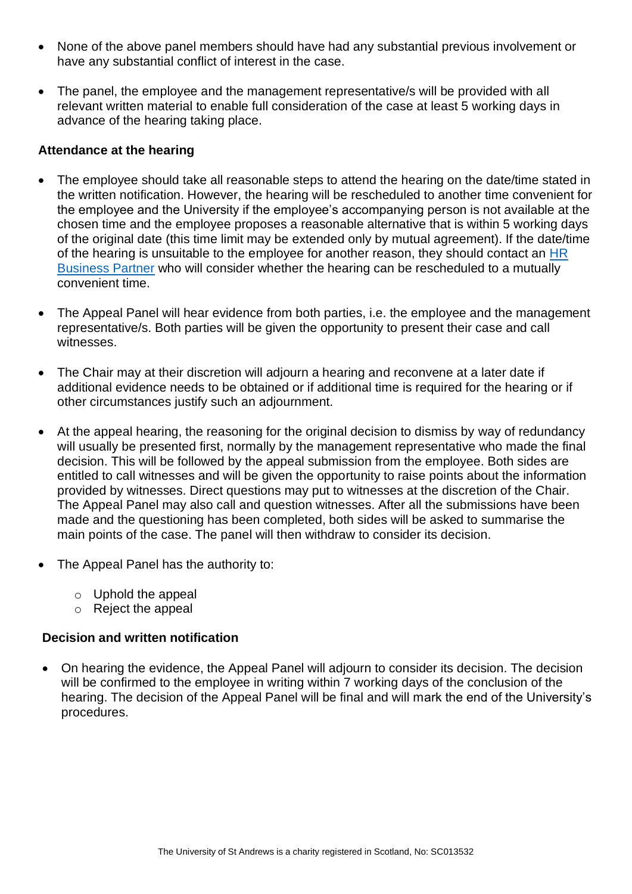- None of the above panel members should have had any substantial previous involvement or have any substantial conflict of interest in the case.

- The panel, the employee and the management representative/s will be provided with all relevant written material to enable full consideration of the case at least 5 working days in advance of the hearing taking place.

**Attendance at the hearing**

- The employee should take all reasonable steps to attend the hearing on the date/time stated in the written notification. However, the hearing will be rescheduled to another time convenient for the employee and the University if the employee's accompanying person is not available at the chosen time and the employee proposes a reasonable alternative that is within 5 working days of the original date (this time limit may be extended only by mutual agreement). If the date/time of the hearing is unsuitable to the employee for another reason, they should contact an HR Business Partner who will consider whether the hearing can be rescheduled to a mutually convenient time.

- The Appeal Panel will hear evidence from both parties, i.e. the employee and the management representative/s. Both parties will be given the opportunity to present their case and call witnesses.

- The Chair may at their discretion will adjourn a hearing and reconvene at a later date if additional evidence needs to be obtained or if additional time is required for the hearing or if other circumstances justify such an adjournment.

- At the appeal hearing, the reasoning for the original decision to dismiss by way of redundancy will usually be presented first, normally by the management representative who made the final decision. This will be followed by the appeal submission from the employee. Both sides are entitled to call witnesses and will be given the opportunity to raise points about the information provided by witnesses. Direct questions may put to witnesses at the discretion of the Chair. The Appeal Panel may also call and question witnesses. After all the submissions have been made and the questioning has been completed, both sides will be asked to summarise the main points of the case. The panel will then withdraw to consider its decision.

- The Appeal Panel has the authority to:
    - Uphold the appeal
    - Reject the appeal

**Decision and written notification**

- On hearing the evidence, the Appeal Panel will adjourn to consider its decision. The decision will be confirmed to the employee in writing within 7 working days of the conclusion of the hearing. The decision of the Appeal Panel will be final and will mark the end of the University's procedures.